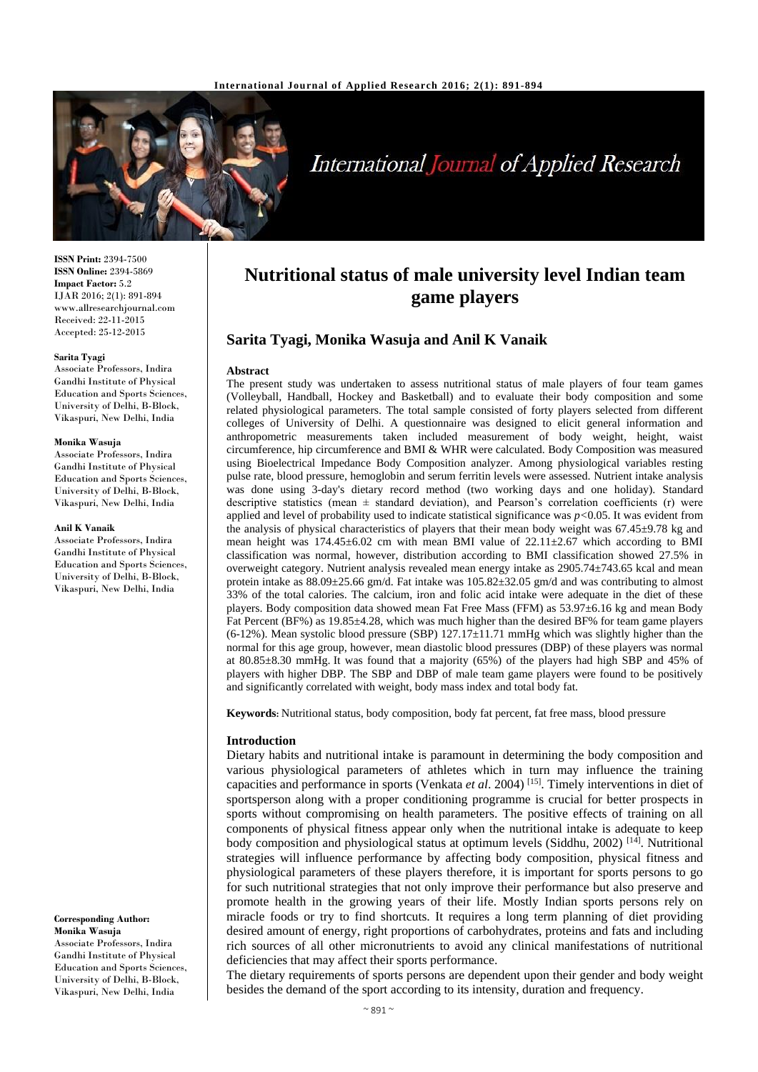# Nutritional status of male university level Indian team game players

## Sarita Tyagi, Monika Wasuja and Anil K Vanaik

**ISSN Print:** 2394-7500
**ISSN Online:** 2394-5869
**Impact Factor:** 5.2
IJAR 2016; 2(1): 891-894
www.allresearchjournal.com
Received: 22-11-2015
Accepted: 25-12-2015

**Sarita Tyagi**
Associate Professors, Indira Gandhi Institute of Physical Education and Sports Sciences, University of Delhi, B-Block, Vikaspuri, New Delhi, India

**Monika Wasuja**
Associate Professors, Indira Gandhi Institute of Physical Education and Sports Sciences, University of Delhi, B-Block, Vikaspuri, New Delhi, India

**Anil K Vanaik**
Associate Professors, Indira Gandhi Institute of Physical Education and Sports Sciences, University of Delhi, B-Block, Vikaspuri, New Delhi, India

**Corresponding Author:**
**Monika Wasuja**
Associate Professors, Indira Gandhi Institute of Physical Education and Sports Sciences, University of Delhi, B-Block, Vikaspuri, New Delhi, India

### Abstract

The present study was undertaken to assess nutritional status of male players of four team games (Volleyball, Handball, Hockey and Basketball) and to evaluate their body composition and some related physiological parameters. The total sample consisted of forty players selected from different colleges of University of Delhi. A questionnaire was designed to elicit general information and anthropometric measurements taken included measurement of body weight, height, waist circumference, hip circumference and BMI & WHR were calculated. Body Composition was measured using Bioelectrical Impedance Body Composition analyzer. Among physiological variables resting pulse rate, blood pressure, hemoglobin and serum ferritin levels were assessed. Nutrient intake analysis was done using 3-day's dietary record method (two working days and one holiday). Standard descriptive statistics (mean ± standard deviation), and Pearson's correlation coefficients (r) were applied and level of probability used to indicate statistical significance was $p<0.05$. It was evident from the analysis of physical characteristics of players that their mean body weight was 67.45±9.78 kg and mean height was 174.45±6.02 cm with mean BMI value of 22.11±2.67 which according to BMI classification was normal, however, distribution according to BMI classification showed 27.5% in overweight category. Nutrient analysis revealed mean energy intake as 2905.74±743.65 kcal and mean protein intake as 88.09±25.66 gm/d. Fat intake was 105.82±32.05 gm/d and was contributing to almost 33% of the total calories. The calcium, iron and folic acid intake were adequate in the diet of these players. Body composition data showed mean Fat Free Mass (FFM) as 53.97±6.16 kg and mean Body Fat Percent (BF%) as 19.85±4.28, which was much higher than the desired BF% for team game players (6-12%). Mean systolic blood pressure (SBP) 127.17±11.71 mmHg which was slightly higher than the normal for this age group, however, mean diastolic blood pressures (DBP) of these players was normal at 80.85±8.30 mmHg. It was found that a majority (65%) of the players had high SBP and 45% of players with higher DBP. The SBP and DBP of male team game players were found to be positively and significantly correlated with weight, body mass index and total body fat.

**Keywords:** Nutritional status, body composition, body fat percent, fat free mass, blood pressure

### Introduction

Dietary habits and nutritional intake is paramount in determining the body composition and various physiological parameters of athletes which in turn may influence the training capacities and performance in sports (Venkata *et al*. 2004) [15]. Timely interventions in diet of sportsperson along with a proper conditioning programme is crucial for better prospects in sports without compromising on health parameters. The positive effects of training on all components of physical fitness appear only when the nutritional intake is adequate to keep body composition and physiological status at optimum levels (Siddhu, 2002) [14]. Nutritional strategies will influence performance by affecting body composition, physical fitness and physiological parameters of these players therefore, it is important for sports persons to go for such nutritional strategies that not only improve their performance but also preserve and promote health in the growing years of their life. Mostly Indian sports persons rely on miracle foods or try to find shortcuts. It requires a long term planning of diet providing desired amount of energy, right proportions of carbohydrates, proteins and fats and including rich sources of all other micronutrients to avoid any clinical manifestations of nutritional deficiencies that may affect their sports performance.

The dietary requirements of sports persons are dependent upon their gender and body weight besides the demand of the sport according to its intensity, duration and frequency.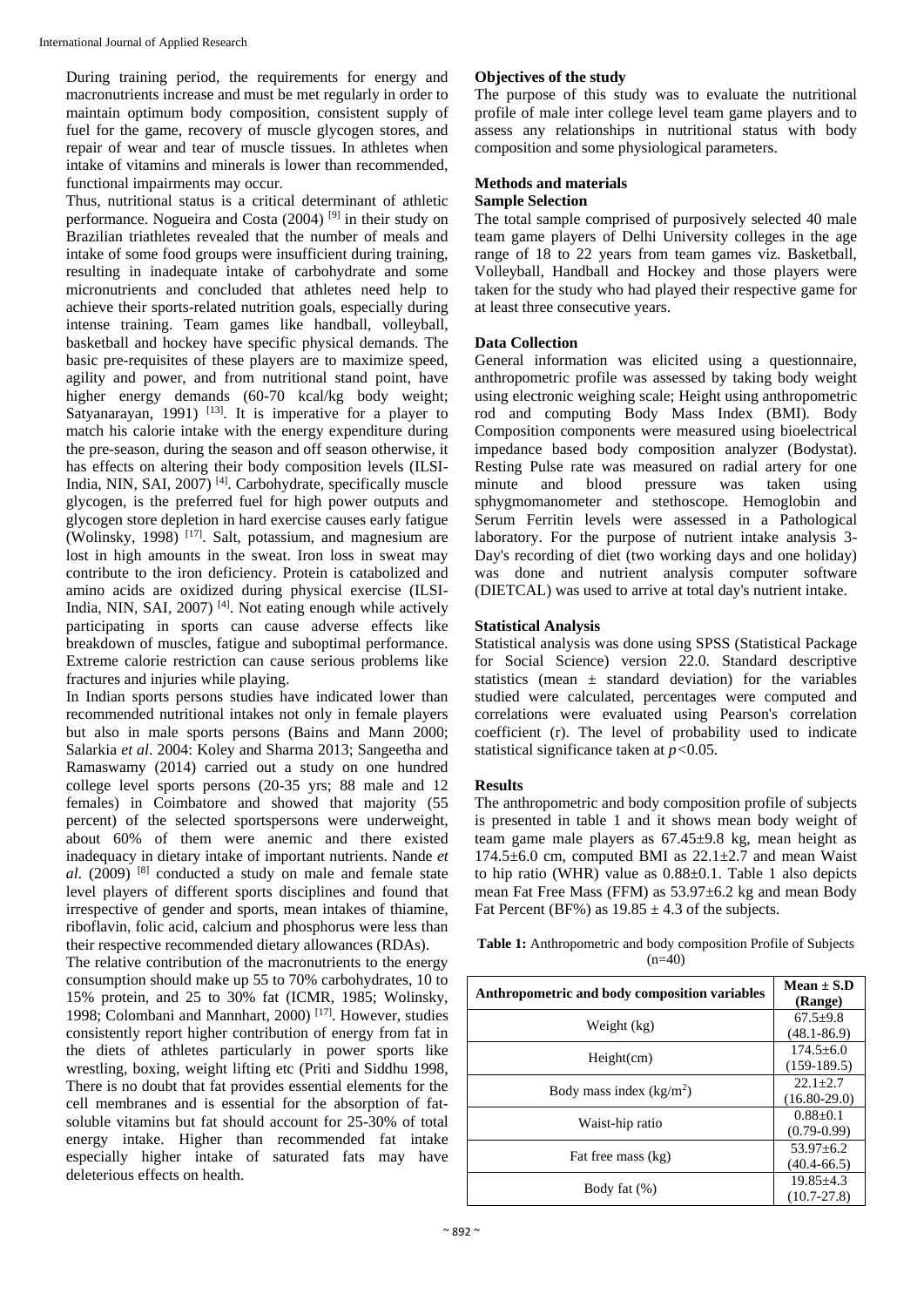During training period, the requirements for energy and macronutrients increase and must be met regularly in order to maintain optimum body composition, consistent supply of fuel for the game, recovery of muscle glycogen stores, and repair of wear and tear of muscle tissues. In athletes when intake of vitamins and minerals is lower than recommended, functional impairments may occur.

Thus, nutritional status is a critical determinant of athletic performance. Nogueira and Costa (2004) [9] in their study on Brazilian triathletes revealed that the number of meals and intake of some food groups were insufficient during training, resulting in inadequate intake of carbohydrate and some micronutrients and concluded that athletes need help to achieve their sports-related nutrition goals, especially during intense training. Team games like handball, volleyball, basketball and hockey have specific physical demands. The basic pre-requisites of these players are to maximize speed, agility and power, and from nutritional stand point, have higher energy demands (60-70 kcal/kg body weight; Satyanarayan, 1991) [13]. It is imperative for a player to match his calorie intake with the energy expenditure during the pre-season, during the season and off season otherwise, it has effects on altering their body composition levels (ILSI-India, NIN, SAI, 2007) [4]. Carbohydrate, specifically muscle glycogen, is the preferred fuel for high power outputs and glycogen store depletion in hard exercise causes early fatigue (Wolinsky, 1998) [17]. Salt, potassium, and magnesium are lost in high amounts in the sweat. Iron loss in sweat may contribute to the iron deficiency. Protein is catabolized and amino acids are oxidized during physical exercise (ILSI-India, NIN, SAI, 2007) [4]. Not eating enough while actively participating in sports can cause adverse effects like breakdown of muscles, fatigue and suboptimal performance. Extreme calorie restriction can cause serious problems like fractures and injuries while playing.

In Indian sports persons studies have indicated lower than recommended nutritional intakes not only in female players but also in male sports persons (Bains and Mann 2000; Salarkia *et al*. 2004: Koley and Sharma 2013; Sangeetha and Ramaswamy (2014) carried out a study on one hundred college level sports persons (20-35 yrs; 88 male and 12 females) in Coimbatore and showed that majority (55 percent) of the selected sportspersons were underweight, about 60% of them were anemic and there existed inadequacy in dietary intake of important nutrients. Nande *et al*. (2009) [8] conducted a study on male and female state level players of different sports disciplines and found that irrespective of gender and sports, mean intakes of thiamine, riboflavin, folic acid, calcium and phosphorus were less than their respective recommended dietary allowances (RDAs).

The relative contribution of the macronutrients to the energy consumption should make up 55 to 70% carbohydrates, 10 to 15% protein, and 25 to 30% fat (ICMR, 1985; Wolinsky, 1998; Colombani and Mannhart, 2000) [17]. However, studies consistently report higher contribution of energy from fat in the diets of athletes particularly in power sports like wrestling, boxing, weight lifting etc (Priti and Siddhu 1998, There is no doubt that fat provides essential elements for the cell membranes and is essential for the absorption of fat-soluble vitamins but fat should account for 25-30% of total energy intake. Higher than recommended fat intake especially higher intake of saturated fats may have deleterious effects on health.

**Objectives of the study**

The purpose of this study was to evaluate the nutritional profile of male inter college level team game players and to assess any relationships in nutritional status with body composition and some physiological parameters.

## Methods and materials

### Sample Selection

The total sample comprised of purposively selected 40 male team game players of Delhi University colleges in the age range of 18 to 22 years from team games viz. Basketball, Volleyball, Handball and Hockey and those players were taken for the study who had played their respective game for at least three consecutive years.

### Data Collection

General information was elicited using a questionnaire, anthropometric profile was assessed by taking body weight using electronic weighing scale; Height using anthropometric rod and computing Body Mass Index (BMI). Body Composition components were measured using bioelectrical impedance based body composition analyzer (Bodystat). Resting Pulse rate was measured on radial artery for one minute and blood pressure was taken using sphygmomanometer and stethoscope. Hemoglobin and Serum Ferritin levels were assessed in a Pathological laboratory. For the purpose of nutrient intake analysis 3-Day's recording of diet (two working days and one holiday) was done and nutrient analysis computer software (DIETCAL) was used to arrive at total day's nutrient intake.

### Statistical Analysis

Statistical analysis was done using SPSS (Statistical Package for Social Science) version 22.0. Standard descriptive statistics (mean ± standard deviation) for the variables studied were calculated, percentages were computed and correlations were evaluated using Pearson's correlation coefficient (r). The level of probability used to indicate statistical significance taken at $p<0.05$.

## Results

The anthropometric and body composition profile of subjects is presented in table 1 and it shows mean body weight of team game male players as 67.45±9.8 kg, mean height as 174.5±6.0 cm, computed BMI as 22.1±2.7 and mean Waist to hip ratio (WHR) value as 0.88±0.1. Table 1 also depicts mean Fat Free Mass (FFM) as 53.97±6.2 kg and mean Body Fat Percent (BF%) as 19.85 ± 4.3 of the subjects.

**Table 1:** Anthropometric and body composition Profile of Subjects (n=40)

| Anthropometric and body composition variables | Mean ± S.D (Range) |
|---|---|
| Weight (kg) | 67.5±9.8 (48.1-86.9) |
| Height(cm) | 174.5±6.0 (159-189.5) |
| Body mass index (kg/m$^2$) | 22.1±2.7 (16.80-29.0) |
| Waist-hip ratio | 0.88±0.1 (0.79-0.99) |
| Fat free mass (kg) | 53.97±6.2 (40.4-66.5) |
| Body fat (%) | 19.85±4.3 (10.7-27.8) |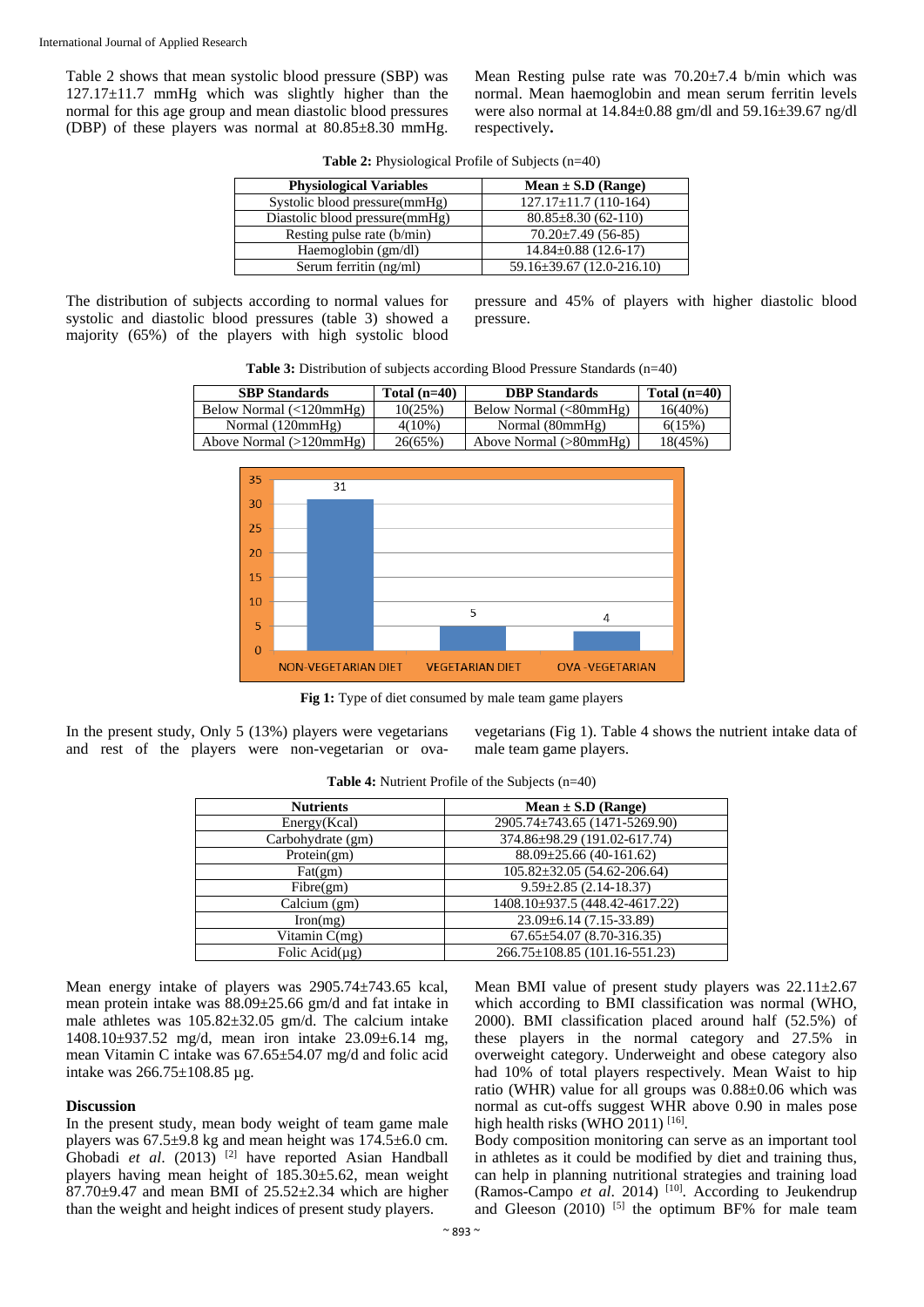Table 2 shows that mean systolic blood pressure (SBP) was 127.17±11.7 mmHg which was slightly higher than the normal for this age group and mean diastolic blood pressures (DBP) of these players was normal at 80.85±8.30 mmHg. Mean Resting pulse rate was 70.20±7.4 b/min which was normal. Mean haemoglobin and mean serum ferritin levels were also normal at 14.84±0.88 gm/dl and 59.16±39.67 ng/dl respectively.

**Table 2:** Physiological Profile of Subjects (n=40)

| Physiological Variables | Mean ± S.D (Range) |
|---|---|
| Systolic blood pressure(mmHg) | 127.17±11.7 (110-164) |
| Diastolic blood pressure(mmHg) | 80.85±8.30 (62-110) |
| Resting pulse rate (b/min) | 70.20±7.49 (56-85) |
| Haemoglobin (gm/dl) | 14.84±0.88 (12.6-17) |
| Serum ferritin (ng/ml) | 59.16±39.67 (12.0-216.10) |

The distribution of subjects according to normal values for systolic and diastolic blood pressures (table 3) showed a majority (65%) of the players with high systolic blood pressure and 45% of players with higher diastolic blood pressure.

**Table 3:** Distribution of subjects according Blood Pressure Standards (n=40)

| SBP Standards | Total (n=40) | DBP Standards | Total (n=40) |
|---|---|---|---|
| Below Normal (<120mmHg) | 10(25%) | Below Normal (<80mmHg) | 16(40%) |
| Normal (120mmHg) | 4(10%) | Normal (80mmHg) | 6(15%) |
| Above Normal (>120mmHg) | 26(65%) | Above Normal (>80mmHg) | 18(45%) |

| Type of diet | Number of players |
|---|---|
| NON-VEGETARIAN DIET | 31 |
| VEGETARIAN DIET | 5 |
| OVA -VEGETARIAN | 4 |

**Fig 1:** Type of diet consumed by male team game players

In the present study, Only 5 (13%) players were vegetarians and rest of the players were non-vegetarian or ova-vegetarians (Fig 1). Table 4 shows the nutrient intake data of male team game players.

**Table 4:** Nutrient Profile of the Subjects (n=40)

| Nutrients | Mean ± S.D (Range) |
|---|---|
| Energy(Kcal) | 2905.74±743.65 (1471-5269.90) |
| Carbohydrate (gm) | 374.86±98.29 (191.02-617.74) |
| Protein(gm) | 88.09±25.66 (40-161.62) |
| Fat(gm) | 105.82±32.05 (54.62-206.64) |
| Fibre(gm) | 9.59±2.85 (2.14-18.37) |
| Calcium (gm) | 1408.10±937.5 (448.42-4617.22) |
| Iron(mg) | 23.09±6.14 (7.15-33.89) |
| Vitamin C(mg) | 67.65±54.07 (8.70-316.35) |
| Folic Acid(µg) | 266.75±108.85 (101.16-551.23) |

Mean energy intake of players was 2905.74±743.65 kcal, mean protein intake was 88.09±25.66 gm/d and fat intake in male athletes was 105.82±32.05 gm/d. The calcium intake 1408.10±937.52 mg/d, mean iron intake 23.09±6.14 mg, mean Vitamin C intake was 67.65±54.07 mg/d and folic acid intake was 266.75±108.85 µg.

## Discussion

In the present study, mean body weight of team game male players was 67.5±9.8 kg and mean height was 174.5±6.0 cm. Ghobadi *et al*. (2013) [2] have reported Asian Handball players having mean height of 185.30±5.62, mean weight 87.70±9.47 and mean BMI of 25.52±2.34 which are higher than the weight and height indices of present study players.

Mean BMI value of present study players was 22.11±2.67 which according to BMI classification was normal (WHO, 2000). BMI classification placed around half (52.5%) of these players in the normal category and 27.5% in overweight category. Underweight and obese category also had 10% of total players respectively. Mean Waist to hip ratio (WHR) value for all groups was 0.88±0.06 which was normal as cut-offs suggest WHR above 0.90 in males pose high health risks (WHO 2011) [16].

Body composition monitoring can serve as an important tool in athletes as it could be modified by diet and training thus, can help in planning nutritional strategies and training load (Ramos-Campo *et al*. 2014) [10]. According to Jeukendrup and Gleeson (2010) [5] the optimum BF% for male team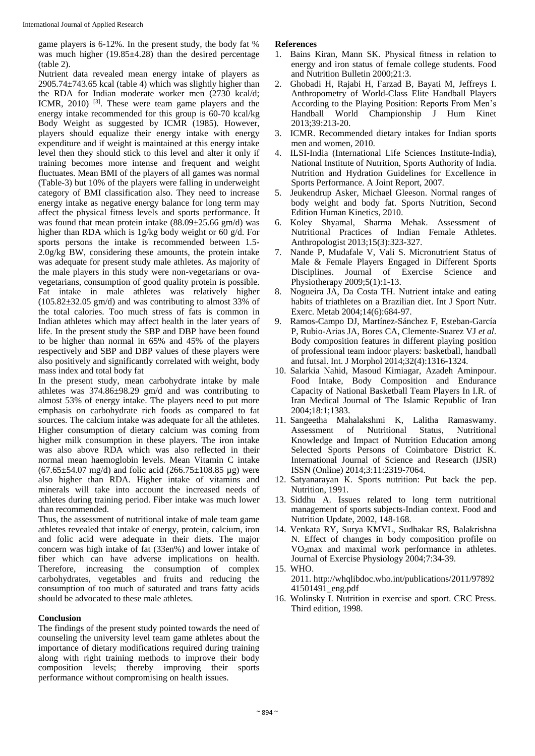game players is 6-12%. In the present study, the body fat % was much higher (19.85±4.28) than the desired percentage (table 2).

Nutrient data revealed mean energy intake of players as 2905.74±743.65 kcal (table 4) which was slightly higher than the RDA for Indian moderate worker men (2730 kcal/d; ICMR, 2010) [3]. These were team game players and the energy intake recommended for this group is 60-70 kcal/kg Body Weight as suggested by ICMR (1985). However, players should equalize their energy intake with energy expenditure and if weight is maintained at this energy intake level then they should stick to this level and alter it only if training becomes more intense and frequent and weight fluctuates. Mean BMI of the players of all games was normal (Table-3) but 10% of the players were falling in underweight category of BMI classification also. They need to increase energy intake as negative energy balance for long term may affect the physical fitness levels and sports performance. It was found that mean protein intake (88.09±25.66 gm/d) was higher than RDA which is 1g/kg body weight or 60 g/d. For sports persons the intake is recommended between 1.5-2.0g/kg BW, considering these amounts, the protein intake was adequate for present study male athletes. As majority of the male players in this study were non-vegetarians or ova-vegetarians, consumption of good quality protein is possible. Fat intake in male athletes was relatively higher (105.82±32.05 gm/d) and was contributing to almost 33% of the total calories. Too much stress of fats is common in Indian athletes which may affect health in the later years of life. In the present study the SBP and DBP have been found to be higher than normal in 65% and 45% of the players respectively and SBP and DBP values of these players were also positively and significantly correlated with weight, body mass index and total body fat

In the present study, mean carbohydrate intake by male athletes was 374.86±98.29 gm/d and was contributing to almost 53% of energy intake. The players need to put more emphasis on carbohydrate rich foods as compared to fat sources. The calcium intake was adequate for all the athletes. Higher consumption of dietary calcium was coming from higher milk consumption in these players. The iron intake was also above RDA which was also reflected in their normal mean haemoglobin levels. Mean Vitamin C intake (67.65±54.07 mg/d) and folic acid (266.75±108.85 µg) were also higher than RDA. Higher intake of vitamins and minerals will take into account the increased needs of athletes during training period. Fiber intake was much lower than recommended.

Thus, the assessment of nutritional intake of male team game athletes revealed that intake of energy, protein, calcium, iron and folic acid were adequate in their diets. The major concern was high intake of fat (33en%) and lower intake of fiber which can have adverse implications on health. Therefore, increasing the consumption of complex carbohydrates, vegetables and fruits and reducing the consumption of too much of saturated and trans fatty acids should be advocated to these male athletes.

## Conclusion

The findings of the present study pointed towards the need of counseling the university level team game athletes about the importance of dietary modifications required during training along with right training methods to improve their body composition levels; thereby improving their sports performance without compromising on health issues.

## References

1. Bains Kiran, Mann SK. Physical fitness in relation to energy and iron status of female college students. Food and Nutrition Bulletin 2000;21:3.
2. Ghobadi H, Rajabi H, Farzad B, Bayati M, Jeffreys I. Anthropometry of World-Class Elite Handball Players According to the Playing Position: Reports From Men's Handball World Championship J Hum Kinet 2013;39:213-20.
3. ICMR. Recommended dietary intakes for Indian sports men and women, 2010.
4. ILSI-India (International Life Sciences Institute-India), National Institute of Nutrition, Sports Authority of India. Nutrition and Hydration Guidelines for Excellence in Sports Performance. A Joint Report, 2007.
5. Jeukendrup Asker, Michael Gleeson. Normal ranges of body weight and body fat. Sports Nutrition, Second Edition Human Kinetics, 2010.
6. Koley Shyamal, Sharma Mehak. Assessment of Nutritional Practices of Indian Female Athletes. Anthropologist 2013;15(3):323-327.
7. Nande P, Mudafale V, Vali S. Micronutrient Status of Male & Female Players Engaged in Different Sports Disciplines. Journal of Exercise Science and Physiotherapy 2009;5(1):1-13.
8. Nogueira JA, Da Costa TH. Nutrient intake and eating habits of triathletes on a Brazilian diet. Int J Sport Nutr. Exerc. Metab 2004;14(6):684-97.
9. Ramos-Campo DJ, Martínez-Sánchez F, Esteban-García P, Rubio-Arias JA, Bores CA, Clemente-Suarez VJ *et al*. Body composition features in different playing position of professional team indoor players: basketball, handball and futsal. Int. J Morphol 2014;32(4):1316-1324.
10. Salarkia Nahid, Masoud Kimiagar, Azadeh Aminpour. Food Intake, Body Composition and Endurance Capacity of National Basketball Team Players In I.R. of Iran Medical Journal of The Islamic Republic of Iran 2004;18:1;1383.
11. Sangeetha Mahalakshmi K, Lalitha Ramaswamy. Assessment of Nutritional Status, Nutritional Knowledge and Impact of Nutrition Education among Selected Sports Persons of Coimbatore District K. International Journal of Science and Research (IJSR) ISSN (Online) 2014;3:11:2319-7064.
12. Satyanarayan K. Sports nutrition: Put back the pep. Nutrition, 1991.
13. Siddhu A. Issues related to long term nutritional management of sports subjects-Indian context. Food and Nutrition Update, 2002, 148-168.
14. Venkata RY, Surya KMVL, Sudhakar RS, Balakrishna N. Effect of changes in body composition profile on $VO_2$max and maximal work performance in athletes. Journal of Exercise Physiology 2004;7:34-39.
15. WHO. 2011. http://whqlibdoc.who.int/publications/2011/9789241501491_eng.pdf
16. Wolinsky I. Nutrition in exercise and sport. CRC Press. Third edition, 1998.